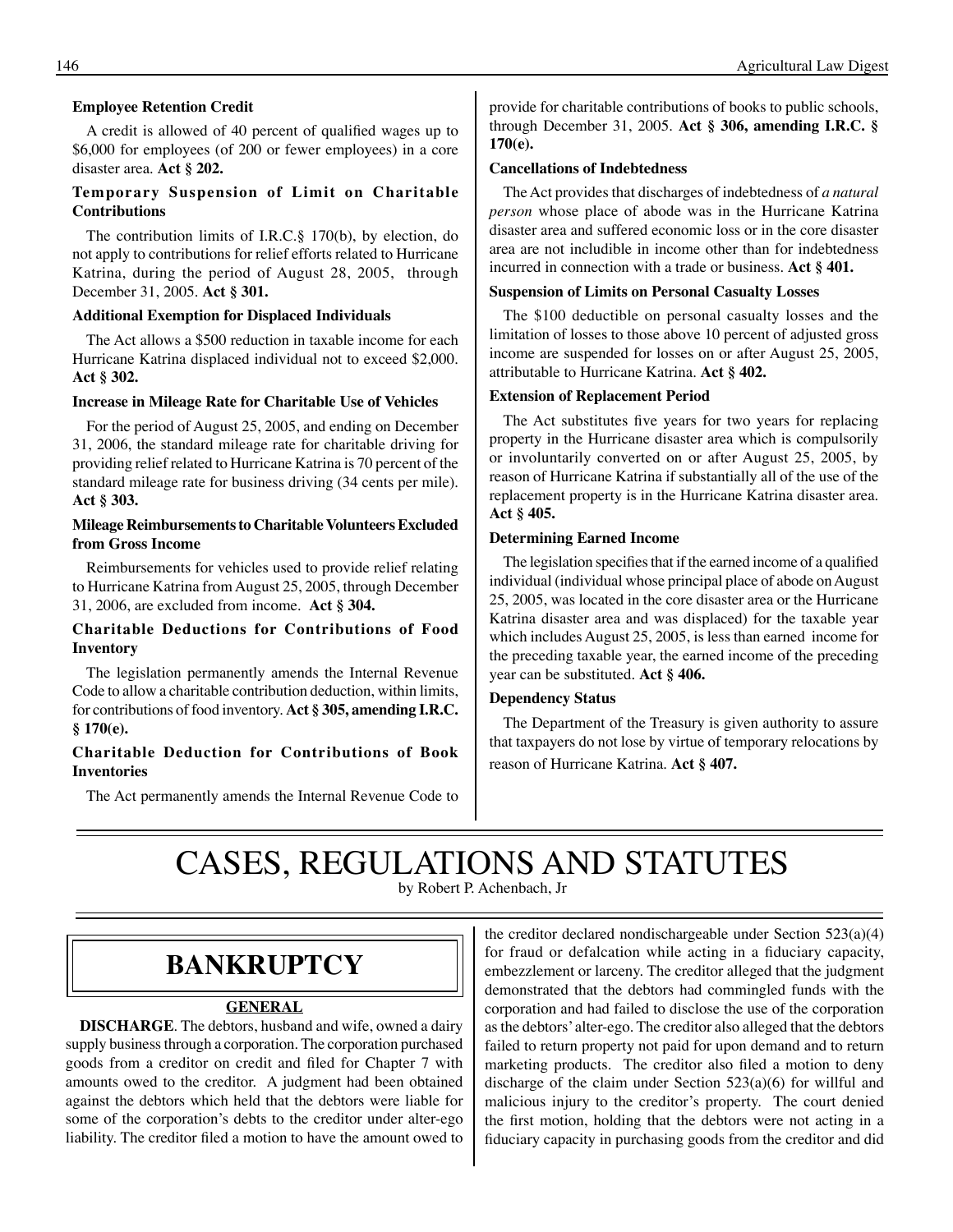**Employee Retention Credit**

A credit is allowed of 40 percent of qualified wages up to $6,000 for employees (of 200 or fewer employees) in a core disaster area. **Act § 202.**

**Temporary Suspension of Limit on Charitable Contributions**

The contribution limits of I.R.C.§ 170(b), by election, do not apply to contributions for relief efforts related to Hurricane Katrina, during the period of August 28, 2005, through December 31, 2005. **Act § 301.**

**Additional Exemption for Displaced Individuals**

The Act allows a $500 reduction in taxable income for each Hurricane Katrina displaced individual not to exceed $2,000. **Act § 302.**

**Increase in Mileage Rate for Charitable Use of Vehicles**

For the period of August 25, 2005, and ending on December 31, 2006, the standard mileage rate for charitable driving for providing relief related to Hurricane Katrina is 70 percent of the standard mileage rate for business driving (34 cents per mile). **Act § 303.**

**Mileage Reimbursements to Charitable Volunteers Excluded from Gross Income**

Reimbursements for vehicles used to provide relief relating to Hurricane Katrina from August 25, 2005, through December 31, 2006, are excluded from income. **Act § 304.**

**Charitable Deductions for Contributions of Food Inventory**

The legislation permanently amends the Internal Revenue Code to allow a charitable contribution deduction, within limits, for contributions of food inventory. **Act § 305, amending I.R.C. § 170(e).**

**Charitable Deduction for Contributions of Book Inventories**

The Act permanently amends the Internal Revenue Code to provide for charitable contributions of books to public schools, through December 31, 2005. **Act § 306, amending I.R.C. § 170(e).**

**Cancellations of Indebtedness**

The Act provides that discharges of indebtedness of *a natural person* whose place of abode was in the Hurricane Katrina disaster area and suffered economic loss or in the core disaster area are not includible in income other than for indebtedness incurred in connection with a trade or business. **Act § 401.**

**Suspension of Limits on Personal Casualty Losses**

The $100 deductible on personal casualty losses and the limitation of losses to those above 10 percent of adjusted gross income are suspended for losses on or after August 25, 2005, attributable to Hurricane Katrina. **Act § 402.**

**Extension of Replacement Period**

The Act substitutes five years for two years for replacing property in the Hurricane disaster area which is compulsorily or involuntarily converted on or after August 25, 2005, by reason of Hurricane Katrina if substantially all of the use of the replacement property is in the Hurricane Katrina disaster area. **Act § 405.**

**Determining Earned Income**

The legislation specifies that if the earned income of a qualified individual (individual whose principal place of abode on August 25, 2005, was located in the core disaster area or the Hurricane Katrina disaster area and was displaced) for the taxable year which includes August 25, 2005, is less than earned income for the preceding taxable year, the earned income of the preceding year can be substituted. **Act § 406.**

**Dependency Status**

The Department of the Treasury is given authority to assure that taxpayers do not lose by virtue of temporary relocations by reason of Hurricane Katrina. **Act § 407.**

# CASES, REGULATIONS AND STATUTES

by Robert P. Achenbach, Jr

## BANKRUPTCY

### GENERAL

**DISCHARGE**. The debtors, husband and wife, owned a dairy supply business through a corporation. The corporation purchased goods from a creditor on credit and filed for Chapter 7 with amounts owed to the creditor. A judgment had been obtained against the debtors which held that the debtors were liable for some of the corporation's debts to the creditor under alter-ego liability. The creditor filed a motion to have the amount owed to the creditor declared nondischargeable under Section 523(a)(4) for fraud or defalcation while acting in a fiduciary capacity, embezzlement or larceny. The creditor alleged that the judgment demonstrated that the debtors had commingled funds with the corporation and had failed to disclose the use of the corporation as the debtors' alter-ego. The creditor also alleged that the debtors failed to return property not paid for upon demand and to return marketing products. The creditor also filed a motion to deny discharge of the claim under Section 523(a)(6) for willful and malicious injury to the creditor's property. The court denied the first motion, holding that the debtors were not acting in a fiduciary capacity in purchasing goods from the creditor and did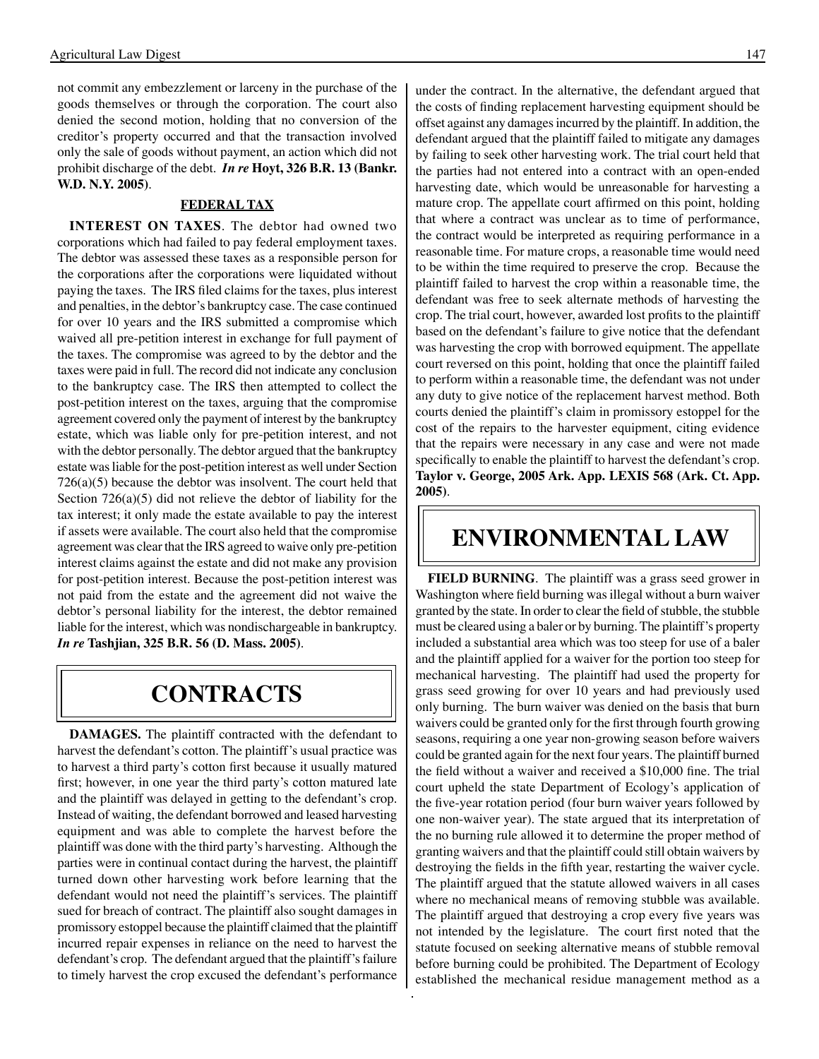not commit any embezzlement or larceny in the purchase of the goods themselves or through the corporation. The court also denied the second motion, holding that no conversion of the creditor's property occurred and that the transaction involved only the sale of goods without payment, an action which did not prohibit discharge of the debt. ***In re* Hoyt, 326 B.R. 13 (Bankr. W.D. N.Y. 2005)**.

### FEDERAL TAX

**INTEREST ON TAXES**. The debtor had owned two corporations which had failed to pay federal employment taxes. The debtor was assessed these taxes as a responsible person for the corporations after the corporations were liquidated without paying the taxes. The IRS filed claims for the taxes, plus interest and penalties, in the debtor's bankruptcy case. The case continued for over 10 years and the IRS submitted a compromise which waived all pre-petition interest in exchange for full payment of the taxes. The compromise was agreed to by the debtor and the taxes were paid in full. The record did not indicate any conclusion to the bankruptcy case. The IRS then attempted to collect the post-petition interest on the taxes, arguing that the compromise agreement covered only the payment of interest by the bankruptcy estate, which was liable only for pre-petition interest, and not with the debtor personally. The debtor argued that the bankruptcy estate was liable for the post-petition interest as well under Section 726(a)(5) because the debtor was insolvent. The court held that Section 726(a)(5) did not relieve the debtor of liability for the tax interest; it only made the estate available to pay the interest if assets were available. The court also held that the compromise agreement was clear that the IRS agreed to waive only pre-petition interest claims against the estate and did not make any provision for post-petition interest. Because the post-petition interest was not paid from the estate and the agreement did not waive the debtor's personal liability for the interest, the debtor remained liable for the interest, which was nondischargeable in bankruptcy. ***In re* Tashjian, 325 B.R. 56 (D. Mass. 2005)**.

## CONTRACTS

**DAMAGES.** The plaintiff contracted with the defendant to harvest the defendant's cotton. The plaintiff's usual practice was to harvest a third party's cotton first because it usually matured first; however, in one year the third party's cotton matured late and the plaintiff was delayed in getting to the defendant's crop. Instead of waiting, the defendant borrowed and leased harvesting equipment and was able to complete the harvest before the plaintiff was done with the third party's harvesting. Although the parties were in continual contact during the harvest, the plaintiff turned down other harvesting work before learning that the defendant would not need the plaintiff's services. The plaintiff sued for breach of contract. The plaintiff also sought damages in promissory estoppel because the plaintiff claimed that the plaintiff incurred repair expenses in reliance on the need to harvest the defendant's crop. The defendant argued that the plaintiff's failure to timely harvest the crop excused the defendant's performance under the contract. In the alternative, the defendant argued that the costs of finding replacement harvesting equipment should be offset against any damages incurred by the plaintiff. In addition, the defendant argued that the plaintiff failed to mitigate any damages by failing to seek other harvesting work. The trial court held that the parties had not entered into a contract with an open-ended harvesting date, which would be unreasonable for harvesting a mature crop. The appellate court affirmed on this point, holding that where a contract was unclear as to time of performance, the contract would be interpreted as requiring performance in a reasonable time. For mature crops, a reasonable time would need to be within the time required to preserve the crop. Because the plaintiff failed to harvest the crop within a reasonable time, the defendant was free to seek alternate methods of harvesting the crop. The trial court, however, awarded lost profits to the plaintiff based on the defendant's failure to give notice that the defendant was harvesting the crop with borrowed equipment. The appellate court reversed on this point, holding that once the plaintiff failed to perform within a reasonable time, the defendant was not under any duty to give notice of the replacement harvest method. Both courts denied the plaintiff's claim in promissory estoppel for the cost of the repairs to the harvester equipment, citing evidence that the repairs were necessary in any case and were not made specifically to enable the plaintiff to harvest the defendant's crop. **Taylor v. George, 2005 Ark. App. LEXIS 568 (Ark. Ct. App. 2005)**.

## ENVIRONMENTAL LAW

**FIELD BURNING**. The plaintiff was a grass seed grower in Washington where field burning was illegal without a burn waiver granted by the state. In order to clear the field of stubble, the stubble must be cleared using a baler or by burning. The plaintiff's property included a substantial area which was too steep for use of a baler and the plaintiff applied for a waiver for the portion too steep for mechanical harvesting. The plaintiff had used the property for grass seed growing for over 10 years and had previously used only burning. The burn waiver was denied on the basis that burn waivers could be granted only for the first through fourth growing seasons, requiring a one year non-growing season before waivers could be granted again for the next four years. The plaintiff burned the field without a waiver and received a $10,000 fine. The trial court upheld the state Department of Ecology's application of the five-year rotation period (four burn waiver years followed by one non-waiver year). The state argued that its interpretation of the no burning rule allowed it to determine the proper method of granting waivers and that the plaintiff could still obtain waivers by destroying the fields in the fifth year, restarting the waiver cycle. The plaintiff argued that the statute allowed waivers in all cases where no mechanical means of removing stubble was available. The plaintiff argued that destroying a crop every five years was not intended by the legislature. The court first noted that the statute focused on seeking alternative means of stubble removal before burning could be prohibited. The Department of Ecology established the mechanical residue management method as a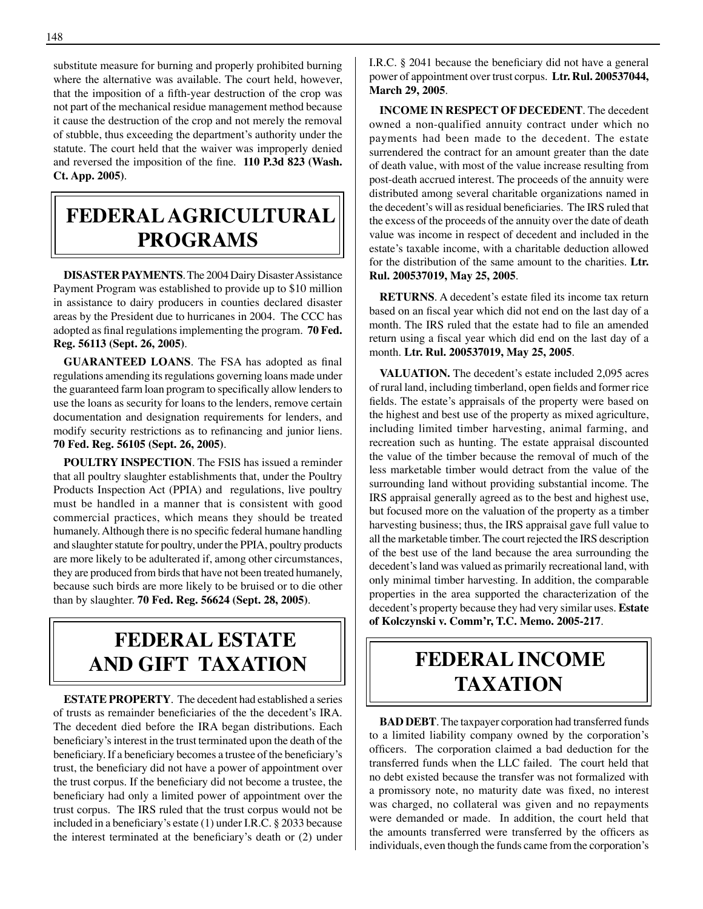substitute measure for burning and properly prohibited burning where the alternative was available. The court held, however, that the imposition of a fifth-year destruction of the crop was not part of the mechanical residue management method because it cause the destruction of the crop and not merely the removal of stubble, thus exceeding the department's authority under the statute. The court held that the waiver was improperly denied and reversed the imposition of the fine. **110 P.3d 823 (Wash. Ct. App. 2005)**.

# FEDERAL AGRICULTURAL PROGRAMS

**DISASTER PAYMENTS**. The 2004 Dairy Disaster Assistance Payment Program was established to provide up to $10 million in assistance to dairy producers in counties declared disaster areas by the President due to hurricanes in 2004. The CCC has adopted as final regulations implementing the program. **70 Fed. Reg. 56113 (Sept. 26, 2005)**.

**GUARANTEED LOANS**. The FSA has adopted as final regulations amending its regulations governing loans made under the guaranteed farm loan program to specifically allow lenders to use the loans as security for loans to the lenders, remove certain documentation and designation requirements for lenders, and modify security restrictions as to refinancing and junior liens. **70 Fed. Reg. 56105 (Sept. 26, 2005)**.

**POULTRY INSPECTION**. The FSIS has issued a reminder that all poultry slaughter establishments that, under the Poultry Products Inspection Act (PPIA) and regulations, live poultry must be handled in a manner that is consistent with good commercial practices, which means they should be treated humanely. Although there is no specific federal humane handling and slaughter statute for poultry, under the PPIA, poultry products are more likely to be adulterated if, among other circumstances, they are produced from birds that have not been treated humanely, because such birds are more likely to be bruised or to die other than by slaughter. **70 Fed. Reg. 56624 (Sept. 28, 2005)**.

# FEDERAL ESTATE AND GIFT TAXATION

**ESTATE PROPERTY**. The decedent had established a series of trusts as remainder beneficiaries of the the decedent's IRA. The decedent died before the IRA began distributions. Each beneficiary's interest in the trust terminated upon the death of the beneficiary. If a beneficiary becomes a trustee of the beneficiary's trust, the beneficiary did not have a power of appointment over the trust corpus. If the beneficiary did not become a trustee, the beneficiary had only a limited power of appointment over the trust corpus. The IRS ruled that the trust corpus would not be included in a beneficiary's estate (1) under I.R.C. § 2033 because the interest terminated at the beneficiary's death or (2) under I.R.C. § 2041 because the beneficiary did not have a general power of appointment over trust corpus. **Ltr. Rul. 200537044, March 29, 2005**.

**INCOME IN RESPECT OF DECEDENT**. The decedent owned a non-qualified annuity contract under which no payments had been made to the decedent. The estate surrendered the contract for an amount greater than the date of death value, with most of the value increase resulting from post-death accrued interest. The proceeds of the annuity were distributed among several charitable organizations named in the decedent's will as residual beneficiaries. The IRS ruled that the excess of the proceeds of the annuity over the date of death value was income in respect of decedent and included in the estate's taxable income, with a charitable deduction allowed for the distribution of the same amount to the charities. **Ltr. Rul. 200537019, May 25, 2005**.

**RETURNS**. A decedent's estate filed its income tax return based on an fiscal year which did not end on the last day of a month. The IRS ruled that the estate had to file an amended return using a fiscal year which did end on the last day of a month. **Ltr. Rul. 200537019, May 25, 2005**.

**VALUATION.** The decedent's estate included 2,095 acres of rural land, including timberland, open fields and former rice fields. The estate's appraisals of the property were based on the highest and best use of the property as mixed agriculture, including limited timber harvesting, animal farming, and recreation such as hunting. The estate appraisal discounted the value of the timber because the removal of much of the less marketable timber would detract from the value of the surrounding land without providing substantial income. The IRS appraisal generally agreed as to the best and highest use, but focused more on the valuation of the property as a timber harvesting business; thus, the IRS appraisal gave full value to all the marketable timber. The court rejected the IRS description of the best use of the land because the area surrounding the decedent's land was valued as primarily recreational land, with only minimal timber harvesting. In addition, the comparable properties in the area supported the characterization of the decedent's property because they had very similar uses. **Estate of Kolczynski v. Comm'r, T.C. Memo. 2005-217**.

# FEDERAL INCOME TAXATION

**BAD DEBT**. The taxpayer corporation had transferred funds to a limited liability company owned by the corporation's officers. The corporation claimed a bad deduction for the transferred funds when the LLC failed. The court held that no debt existed because the transfer was not formalized with a promissory note, no maturity date was fixed, no interest was charged, no collateral was given and no repayments were demanded or made. In addition, the court held that the amounts transferred were transferred by the officers as individuals, even though the funds came from the corporation's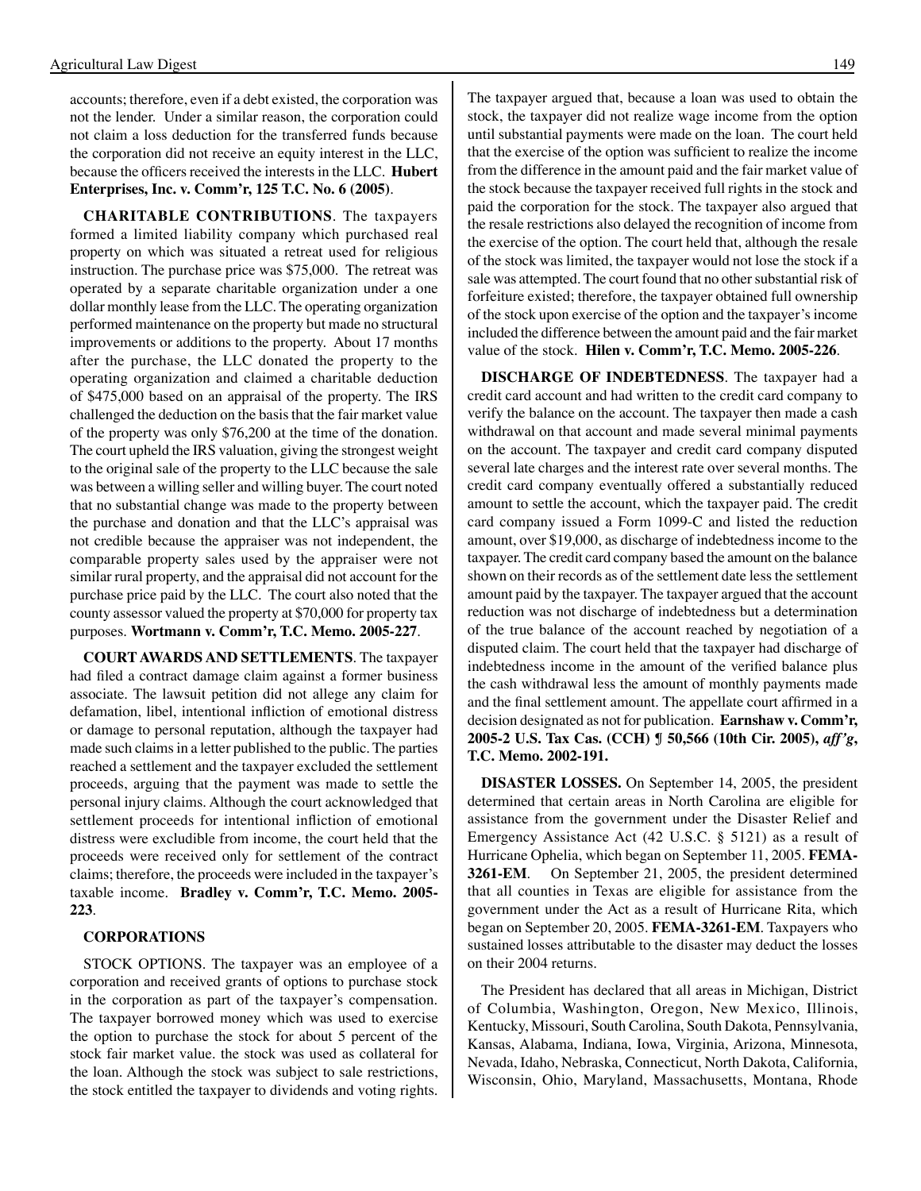accounts; therefore, even if a debt existed, the corporation was not the lender. Under a similar reason, the corporation could not claim a loss deduction for the transferred funds because the corporation did not receive an equity interest in the LLC, because the officers received the interests in the LLC. **Hubert Enterprises, Inc. v. Comm'r, 125 T.C. No. 6 (2005)**.

**CHARITABLE CONTRIBUTIONS**. The taxpayers formed a limited liability company which purchased real property on which was situated a retreat used for religious instruction. The purchase price was $75,000. The retreat was operated by a separate charitable organization under a one dollar monthly lease from the LLC. The operating organization performed maintenance on the property but made no structural improvements or additions to the property. About 17 months after the purchase, the LLC donated the property to the operating organization and claimed a charitable deduction of $475,000 based on an appraisal of the property. The IRS challenged the deduction on the basis that the fair market value of the property was only $76,200 at the time of the donation. The court upheld the IRS valuation, giving the strongest weight to the original sale of the property to the LLC because the sale was between a willing seller and willing buyer. The court noted that no substantial change was made to the property between the purchase and donation and that the LLC's appraisal was not credible because the appraiser was not independent, the comparable property sales used by the appraiser were not similar rural property, and the appraisal did not account for the purchase price paid by the LLC. The court also noted that the county assessor valued the property at $70,000 for property tax purposes. **Wortmann v. Comm'r, T.C. Memo. 2005-227**.

**COURT AWARDS AND SETTLEMENTS**. The taxpayer had filed a contract damage claim against a former business associate. The lawsuit petition did not allege any claim for defamation, libel, intentional infliction of emotional distress or damage to personal reputation, although the taxpayer had made such claims in a letter published to the public. The parties reached a settlement and the taxpayer excluded the settlement proceeds, arguing that the payment was made to settle the personal injury claims. Although the court acknowledged that settlement proceeds for intentional infliction of emotional distress were excludible from income, the court held that the proceeds were received only for settlement of the contract claims; therefore, the proceeds were included in the taxpayer's taxable income. **Bradley v. Comm'r, T.C. Memo. 2005-223**.

**CORPORATIONS**

STOCK OPTIONS. The taxpayer was an employee of a corporation and received grants of options to purchase stock in the corporation as part of the taxpayer's compensation. The taxpayer borrowed money which was used to exercise the option to purchase the stock for about 5 percent of the stock fair market value. the stock was used as collateral for the loan. Although the stock was subject to sale restrictions, the stock entitled the taxpayer to dividends and voting rights. The taxpayer argued that, because a loan was used to obtain the stock, the taxpayer did not realize wage income from the option until substantial payments were made on the loan. The court held that the exercise of the option was sufficient to realize the income from the difference in the amount paid and the fair market value of the stock because the taxpayer received full rights in the stock and paid the corporation for the stock. The taxpayer also argued that the resale restrictions also delayed the recognition of income from the exercise of the option. The court held that, although the resale of the stock was limited, the taxpayer would not lose the stock if a sale was attempted. The court found that no other substantial risk of forfeiture existed; therefore, the taxpayer obtained full ownership of the stock upon exercise of the option and the taxpayer's income included the difference between the amount paid and the fair market value of the stock. **Hilen v. Comm'r, T.C. Memo. 2005-226**.

**DISCHARGE OF INDEBTEDNESS**. The taxpayer had a credit card account and had written to the credit card company to verify the balance on the account. The taxpayer then made a cash withdrawal on that account and made several minimal payments on the account. The taxpayer and credit card company disputed several late charges and the interest rate over several months. The credit card company eventually offered a substantially reduced amount to settle the account, which the taxpayer paid. The credit card company issued a Form 1099-C and listed the reduction amount, over $19,000, as discharge of indebtedness income to the taxpayer. The credit card company based the amount on the balance shown on their records as of the settlement date less the settlement amount paid by the taxpayer. The taxpayer argued that the account reduction was not discharge of indebtedness but a determination of the true balance of the account reached by negotiation of a disputed claim. The court held that the taxpayer had discharge of indebtedness income in the amount of the verified balance plus the cash withdrawal less the amount of monthly payments made and the final settlement amount. The appellate court affirmed in a decision designated as not for publication. **Earnshaw v. Comm'r, 2005-2 U.S. Tax Cas. (CCH) ¶ 50,566 (10th Cir. 2005), *aff'g*, T.C. Memo. 2002-191.**

**DISASTER LOSSES.** On September 14, 2005, the president determined that certain areas in North Carolina are eligible for assistance from the government under the Disaster Relief and Emergency Assistance Act (42 U.S.C. § 5121) as a result of Hurricane Ophelia, which began on September 11, 2005. **FEMA-3261-EM**. On September 21, 2005, the president determined that all counties in Texas are eligible for assistance from the government under the Act as a result of Hurricane Rita, which began on September 20, 2005. **FEMA-3261-EM**. Taxpayers who sustained losses attributable to the disaster may deduct the losses on their 2004 returns.

The President has declared that all areas in Michigan, District of Columbia, Washington, Oregon, New Mexico, Illinois, Kentucky, Missouri, South Carolina, South Dakota, Pennsylvania, Kansas, Alabama, Indiana, Iowa, Virginia, Arizona, Minnesota, Nevada, Idaho, Nebraska, Connecticut, North Dakota, California, Wisconsin, Ohio, Maryland, Massachusetts, Montana, Rhode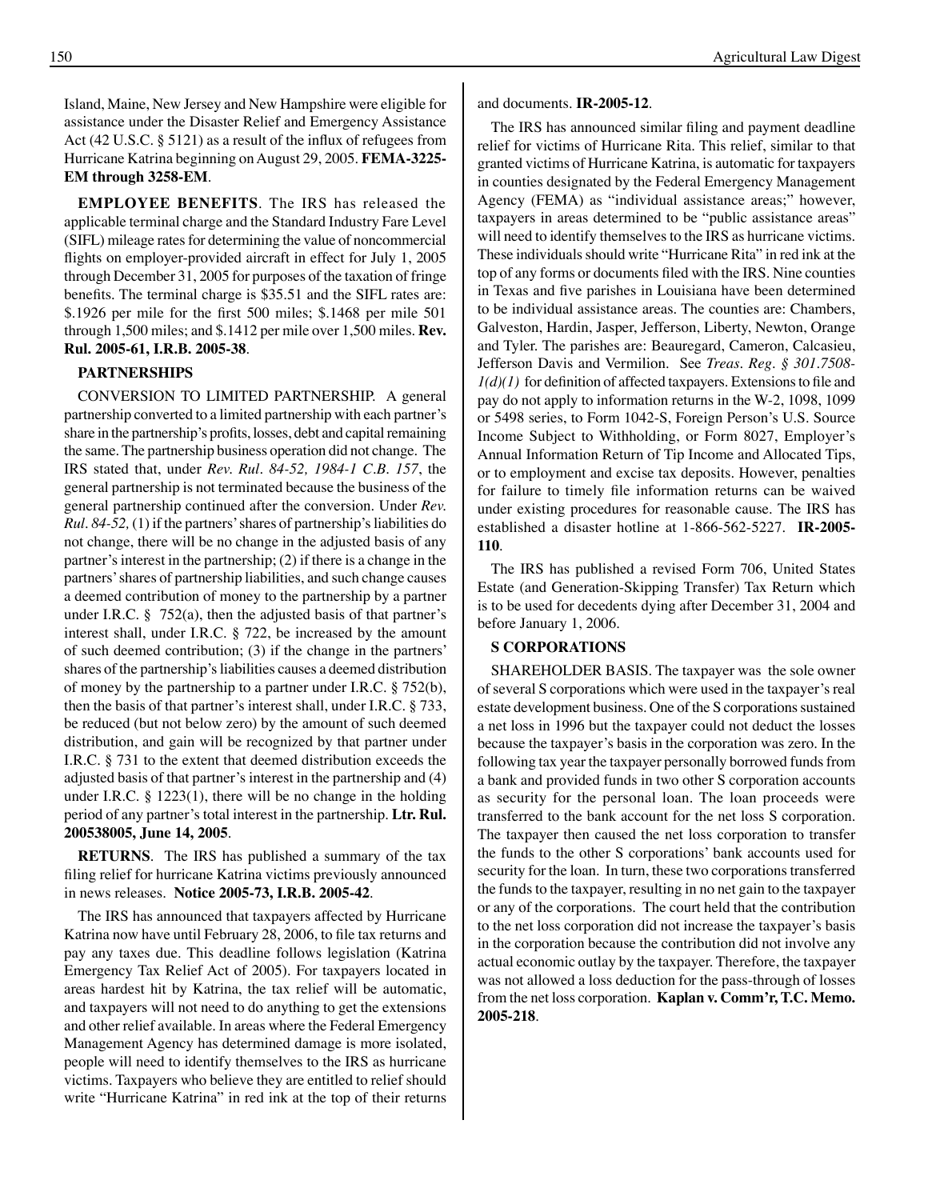Island, Maine, New Jersey and New Hampshire were eligible for assistance under the Disaster Relief and Emergency Assistance Act (42 U.S.C. § 5121) as a result of the influx of refugees from Hurricane Katrina beginning on August 29, 2005. **FEMA-3225-EM through 3258-EM**.

**EMPLOYEE BENEFITS**. The IRS has released the applicable terminal charge and the Standard Industry Fare Level (SIFL) mileage rates for determining the value of noncommercial flights on employer-provided aircraft in effect for July 1, 2005 through December 31, 2005 for purposes of the taxation of fringe benefits. The terminal charge is $35.51 and the SIFL rates are: $.1926 per mile for the first 500 miles; $.1468 per mile 501 through 1,500 miles; and $.1412 per mile over 1,500 miles. **Rev. Rul. 2005-61, I.R.B. 2005-38**.

**PARTNERSHIPS**

CONVERSION TO LIMITED PARTNERSHIP. A general partnership converted to a limited partnership with each partner's share in the partnership's profits, losses, debt and capital remaining the same. The partnership business operation did not change. The IRS stated that, under *Rev. Rul. 84-52, 1984-1 C.B. 157*, the general partnership is not terminated because the business of the general partnership continued after the conversion. Under *Rev. Rul. 84-52,* (1) if the partners' shares of partnership's liabilities do not change, there will be no change in the adjusted basis of any partner's interest in the partnership; (2) if there is a change in the partners' shares of partnership liabilities, and such change causes a deemed contribution of money to the partnership by a partner under I.R.C. § 752(a), then the adjusted basis of that partner's interest shall, under I.R.C. § 722, be increased by the amount of such deemed contribution; (3) if the change in the partners' shares of the partnership's liabilities causes a deemed distribution of money by the partnership to a partner under I.R.C. § 752(b), then the basis of that partner's interest shall, under I.R.C. § 733, be reduced (but not below zero) by the amount of such deemed distribution, and gain will be recognized by that partner under I.R.C. § 731 to the extent that deemed distribution exceeds the adjusted basis of that partner's interest in the partnership and (4) under I.R.C. § 1223(1), there will be no change in the holding period of any partner's total interest in the partnership. **Ltr. Rul. 200538005, June 14, 2005**.

**RETURNS**. The IRS has published a summary of the tax filing relief for hurricane Katrina victims previously announced in news releases. **Notice 2005-73, I.R.B. 2005-42**.

The IRS has announced that taxpayers affected by Hurricane Katrina now have until February 28, 2006, to file tax returns and pay any taxes due. This deadline follows legislation (Katrina Emergency Tax Relief Act of 2005). For taxpayers located in areas hardest hit by Katrina, the tax relief will be automatic, and taxpayers will not need to do anything to get the extensions and other relief available. In areas where the Federal Emergency Management Agency has determined damage is more isolated, people will need to identify themselves to the IRS as hurricane victims. Taxpayers who believe they are entitled to relief should write "Hurricane Katrina" in red ink at the top of their returns and documents. **IR-2005-12**.

The IRS has announced similar filing and payment deadline relief for victims of Hurricane Rita. This relief, similar to that granted victims of Hurricane Katrina, is automatic for taxpayers in counties designated by the Federal Emergency Management Agency (FEMA) as "individual assistance areas;" however, taxpayers in areas determined to be "public assistance areas" will need to identify themselves to the IRS as hurricane victims. These individuals should write "Hurricane Rita" in red ink at the top of any forms or documents filed with the IRS. Nine counties in Texas and five parishes in Louisiana have been determined to be individual assistance areas. The counties are: Chambers, Galveston, Hardin, Jasper, Jefferson, Liberty, Newton, Orange and Tyler. The parishes are: Beauregard, Cameron, Calcasieu, Jefferson Davis and Vermilion. See *Treas. Reg. § 301.7508-1(d)(1)* for definition of affected taxpayers. Extensions to file and pay do not apply to information returns in the W-2, 1098, 1099 or 5498 series, to Form 1042-S, Foreign Person's U.S. Source Income Subject to Withholding, or Form 8027, Employer's Annual Information Return of Tip Income and Allocated Tips, or to employment and excise tax deposits. However, penalties for failure to timely file information returns can be waived under existing procedures for reasonable cause. The IRS has established a disaster hotline at 1-866-562-5227. **IR-2005-110**.

The IRS has published a revised Form 706, United States Estate (and Generation-Skipping Transfer) Tax Return which is to be used for decedents dying after December 31, 2004 and before January 1, 2006.

**S CORPORATIONS**

SHAREHOLDER BASIS. The taxpayer was the sole owner of several S corporations which were used in the taxpayer's real estate development business. One of the S corporations sustained a net loss in 1996 but the taxpayer could not deduct the losses because the taxpayer's basis in the corporation was zero. In the following tax year the taxpayer personally borrowed funds from a bank and provided funds in two other S corporation accounts as security for the personal loan. The loan proceeds were transferred to the bank account for the net loss S corporation. The taxpayer then caused the net loss corporation to transfer the funds to the other S corporations' bank accounts used for security for the loan. In turn, these two corporations transferred the funds to the taxpayer, resulting in no net gain to the taxpayer or any of the corporations. The court held that the contribution to the net loss corporation did not increase the taxpayer's basis in the corporation because the contribution did not involve any actual economic outlay by the taxpayer. Therefore, the taxpayer was not allowed a loss deduction for the pass-through of losses from the net loss corporation. **Kaplan v. Comm'r, T.C. Memo. 2005-218**.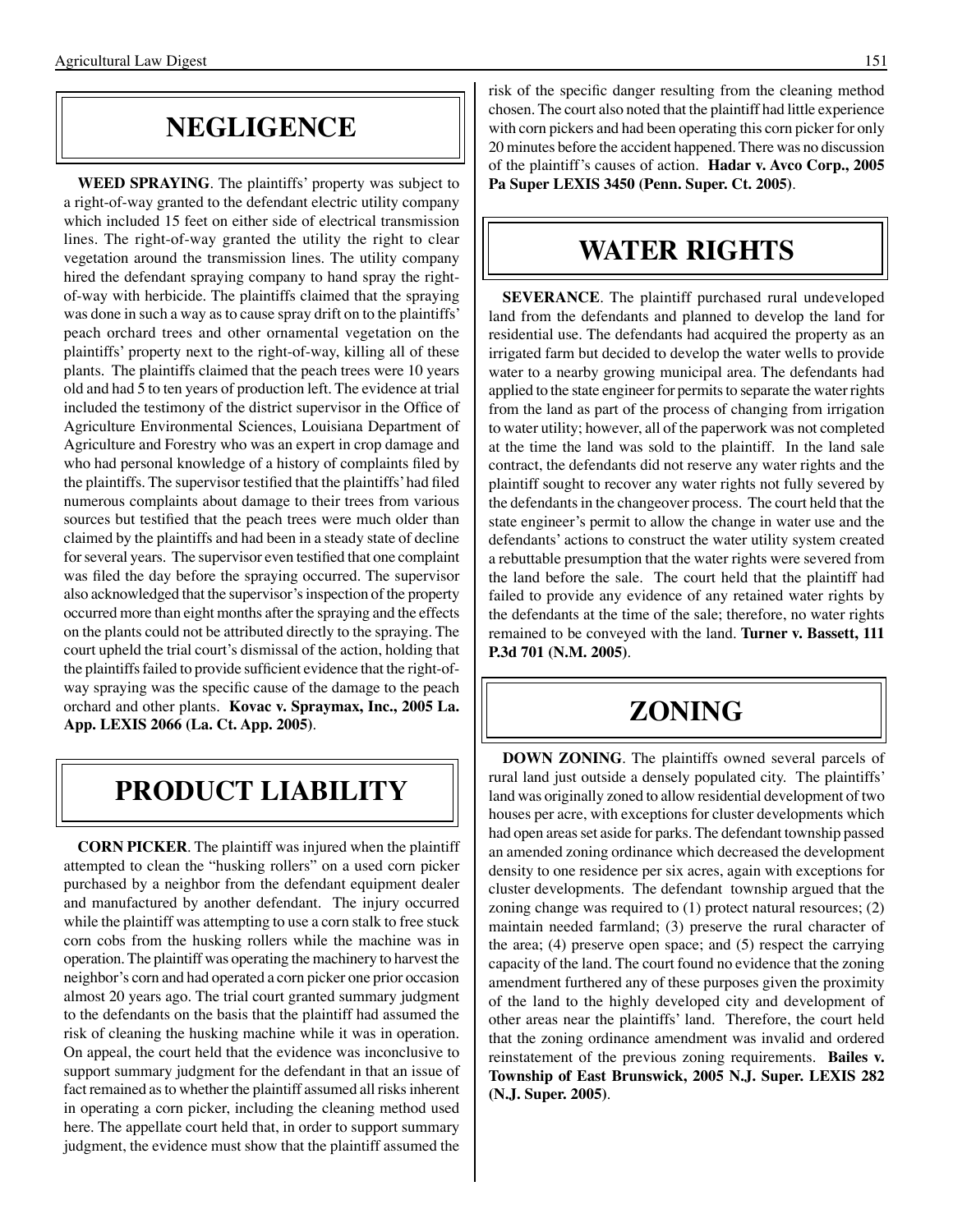# NEGLIGENCE

**WEED SPRAYING**. The plaintiffs' property was subject to a right-of-way granted to the defendant electric utility company which included 15 feet on either side of electrical transmission lines. The right-of-way granted the utility the right to clear vegetation around the transmission lines. The utility company hired the defendant spraying company to hand spray the right-of-way with herbicide. The plaintiffs claimed that the spraying was done in such a way as to cause spray drift on to the plaintiffs' peach orchard trees and other ornamental vegetation on the plaintiffs' property next to the right-of-way, killing all of these plants. The plaintiffs claimed that the peach trees were 10 years old and had 5 to ten years of production left. The evidence at trial included the testimony of the district supervisor in the Office of Agriculture Environmental Sciences, Louisiana Department of Agriculture and Forestry who was an expert in crop damage and who had personal knowledge of a history of complaints filed by the plaintiffs. The supervisor testified that the plaintiffs' had filed numerous complaints about damage to their trees from various sources but testified that the peach trees were much older than claimed by the plaintiffs and had been in a steady state of decline for several years. The supervisor even testified that one complaint was filed the day before the spraying occurred. The supervisor also acknowledged that the supervisor's inspection of the property occurred more than eight months after the spraying and the effects on the plants could not be attributed directly to the spraying. The court upheld the trial court's dismissal of the action, holding that the plaintiffs failed to provide sufficient evidence that the right-of-way spraying was the specific cause of the damage to the peach orchard and other plants. **Kovac v. Spraymax, Inc., 2005 La. App. LEXIS 2066 (La. Ct. App. 2005)**.

# PRODUCT LIABILITY

**CORN PICKER**. The plaintiff was injured when the plaintiff attempted to clean the "husking rollers" on a used corn picker purchased by a neighbor from the defendant equipment dealer and manufactured by another defendant. The injury occurred while the plaintiff was attempting to use a corn stalk to free stuck corn cobs from the husking rollers while the machine was in operation. The plaintiff was operating the machinery to harvest the neighbor's corn and had operated a corn picker one prior occasion almost 20 years ago. The trial court granted summary judgment to the defendants on the basis that the plaintiff had assumed the risk of cleaning the husking machine while it was in operation. On appeal, the court held that the evidence was inconclusive to support summary judgment for the defendant in that an issue of fact remained as to whether the plaintiff assumed all risks inherent in operating a corn picker, including the cleaning method used here. The appellate court held that, in order to support summary judgment, the evidence must show that the plaintiff assumed the risk of the specific danger resulting from the cleaning method chosen. The court also noted that the plaintiff had little experience with corn pickers and had been operating this corn picker for only 20 minutes before the accident happened. There was no discussion of the plaintiff's causes of action. **Hadar v. Avco Corp., 2005 Pa Super LEXIS 3450 (Penn. Super. Ct. 2005)**.

# WATER RIGHTS

**SEVERANCE**. The plaintiff purchased rural undeveloped land from the defendants and planned to develop the land for residential use. The defendants had acquired the property as an irrigated farm but decided to develop the water wells to provide water to a nearby growing municipal area. The defendants had applied to the state engineer for permits to separate the water rights from the land as part of the process of changing from irrigation to water utility; however, all of the paperwork was not completed at the time the land was sold to the plaintiff. In the land sale contract, the defendants did not reserve any water rights and the plaintiff sought to recover any water rights not fully severed by the defendants in the changeover process. The court held that the state engineer's permit to allow the change in water use and the defendants' actions to construct the water utility system created a rebuttable presumption that the water rights were severed from the land before the sale. The court held that the plaintiff had failed to provide any evidence of any retained water rights by the defendants at the time of the sale; therefore, no water rights remained to be conveyed with the land. **Turner v. Bassett, 111 P.3d 701 (N.M. 2005)**.

# ZONING

**DOWN ZONING**. The plaintiffs owned several parcels of rural land just outside a densely populated city. The plaintiffs' land was originally zoned to allow residential development of two houses per acre, with exceptions for cluster developments which had open areas set aside for parks. The defendant township passed an amended zoning ordinance which decreased the development density to one residence per six acres, again with exceptions for cluster developments. The defendant township argued that the zoning change was required to (1) protect natural resources; (2) maintain needed farmland; (3) preserve the rural character of the area; (4) preserve open space; and (5) respect the carrying capacity of the land. The court found no evidence that the zoning amendment furthered any of these purposes given the proximity of the land to the highly developed city and development of other areas near the plaintiffs' land. Therefore, the court held that the zoning ordinance amendment was invalid and ordered reinstatement of the previous zoning requirements. **Bailes v. Township of East Brunswick, 2005 N.J. Super. LEXIS 282 (N.J. Super. 2005)**.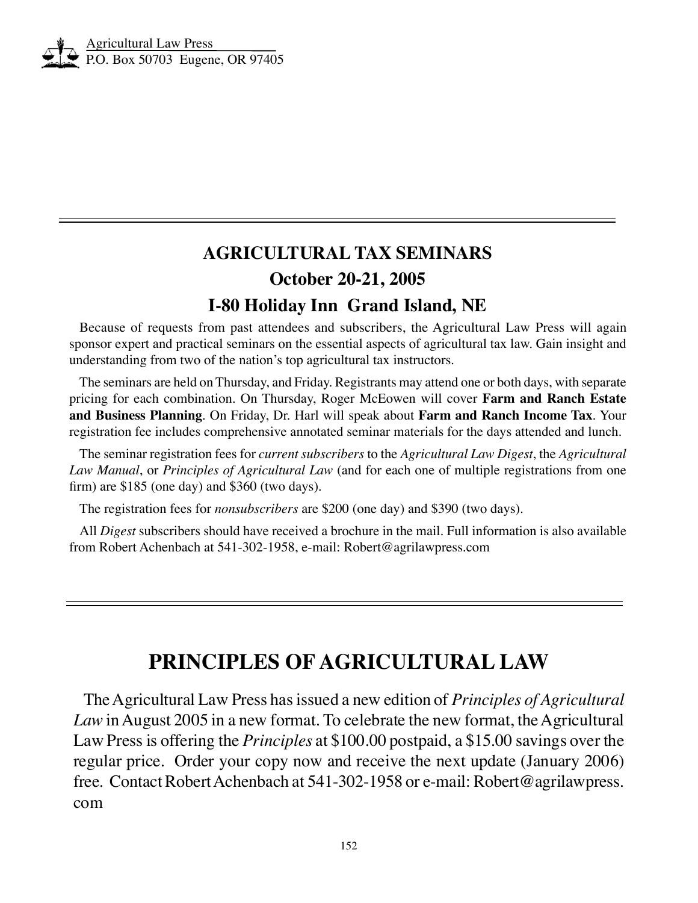Agricultural Law Press
P.O. Box 50703 Eugene, OR 97405

## AGRICULTURAL TAX SEMINARS

### October 20-21, 2005

### I-80 Holiday Inn Grand Island, NE

Because of requests from past attendees and subscribers, the Agricultural Law Press will again sponsor expert and practical seminars on the essential aspects of agricultural tax law. Gain insight and understanding from two of the nation's top agricultural tax instructors.

The seminars are held on Thursday, and Friday. Registrants may attend one or both days, with separate pricing for each combination. On Thursday, Roger McEowen will cover **Farm and Ranch Estate and Business Planning**. On Friday, Dr. Harl will speak about **Farm and Ranch Income Tax**. Your registration fee includes comprehensive annotated seminar materials for the days attended and lunch.

The seminar registration fees for *current subscribers* to the *Agricultural Law Digest*, the *Agricultural Law Manual*, or *Principles of Agricultural Law* (and for each one of multiple registrations from one firm) are $185 (one day) and $360 (two days).

The registration fees for *nonsubscribers* are $200 (one day) and $390 (two days).

All *Digest* subscribers should have received a brochure in the mail. Full information is also available from Robert Achenbach at 541-302-1958, e-mail: Robert@agrilawpress.com

## PRINCIPLES OF AGRICULTURAL LAW

The Agricultural Law Press has issued a new edition of *Principles of Agricultural Law* in August 2005 in a new format. To celebrate the new format, the Agricultural Law Press is offering the *Principles* at $100.00 postpaid, a $15.00 savings over the regular price. Order your copy now and receive the next update (January 2006) free. Contact Robert Achenbach at 541-302-1958 or e-mail: Robert@agrilawpress.com